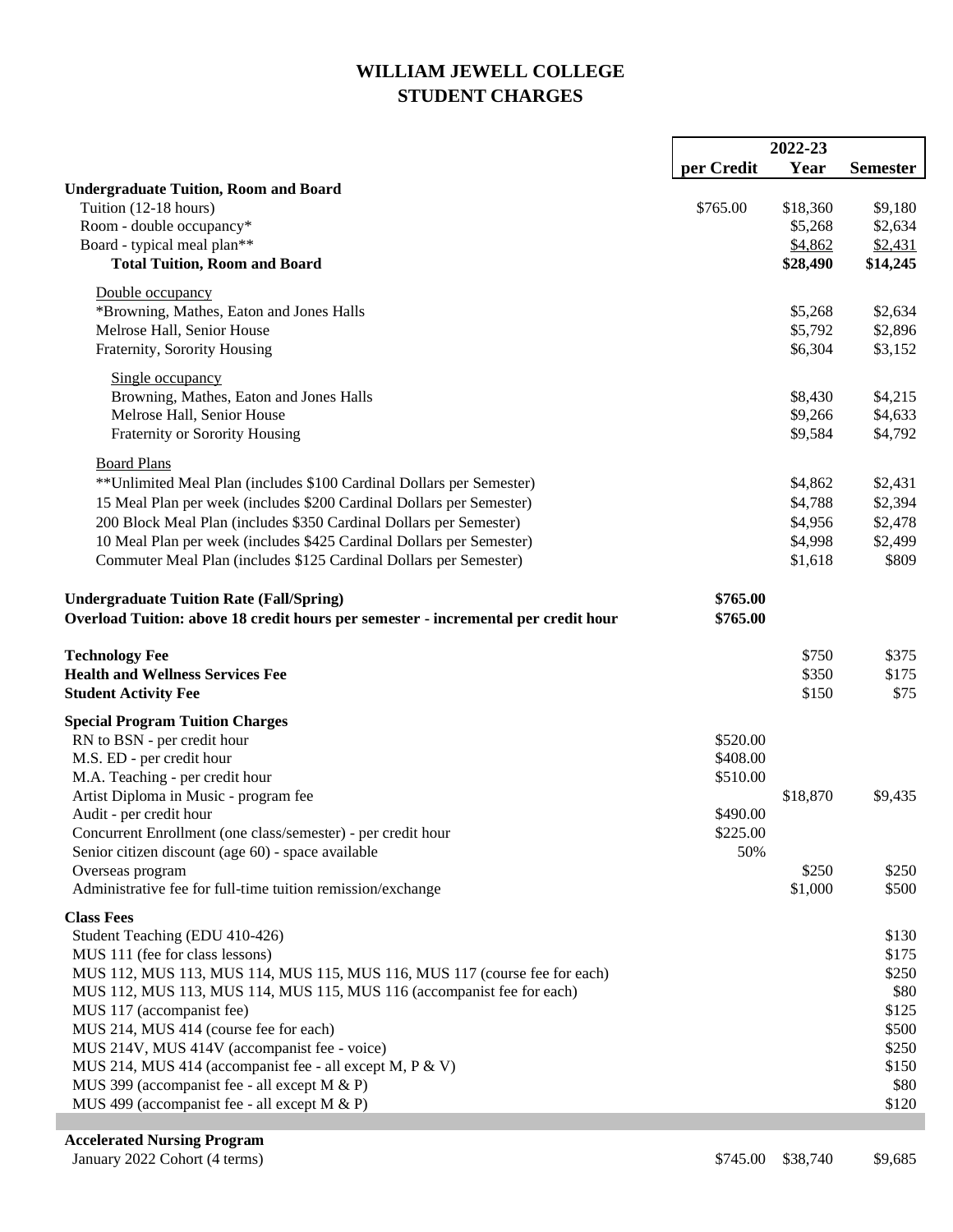# WILLIAM JEWELL COLLEGE
# STUDENT CHARGES

| | 2022-23 | | |
|---|---|---|---|
| | per Credit | Year | Semester |
| **Undergraduate Tuition, Room and Board** | | | |
| Tuition (12-18 hours) | $765.00 | $18,360 | $9,180 |
| Room - double occupancy* | | $5,268 | $2,634 |
| Board - typical meal plan** | | $4,862 | $2,431 |
| **Total Tuition, Room and Board** | | **$28,490** | **$14,245** |
| Double occupancy | | | |
| *Browning, Mathes, Eaton and Jones Halls | | $5,268 | $2,634 |
| Melrose Hall, Senior House | | $5,792 | $2,896 |
| Fraternity, Sorority Housing | | $6,304 | $3,152 |
| Single occupancy | | | |
| Browning, Mathes, Eaton and Jones Halls | | $8,430 | $4,215 |
| Melrose Hall, Senior House | | $9,266 | $4,633 |
| Fraternity or Sorority Housing | | $9,584 | $4,792 |
| Board Plans | | | |
| **Unlimited Meal Plan (includes $100 Cardinal Dollars per Semester) | | $4,862 | $2,431 |
| 15 Meal Plan per week (includes $200 Cardinal Dollars per Semester) | | $4,788 | $2,394 |
| 200 Block Meal Plan (includes $350 Cardinal Dollars per Semester) | | $4,956 | $2,478 |
| 10 Meal Plan per week (includes $425 Cardinal Dollars per Semester) | | $4,998 | $2,499 |
| Commuter Meal Plan (includes $125 Cardinal Dollars per Semester) | | $1,618 | $809 |
| **Undergraduate Tuition Rate (Fall/Spring)** | **$765.00** | | |
| **Overload Tuition: above 18 credit hours per semester - incremental per credit hour** | **$765.00** | | |
| **Technology Fee** | | $750 | $375 |
| **Health and Wellness Services Fee** | | $350 | $175 |
| **Student Activity Fee** | | $150 | $75 |
| **Special Program Tuition Charges** | | | |
| RN to BSN - per credit hour | $520.00 | | |
| M.S. ED - per credit hour | $408.00 | | |
| M.A. Teaching - per credit hour | $510.00 | | |
| Artist Diploma in Music - program fee | | $18,870 | $9,435 |
| Audit - per credit hour | $490.00 | | |
| Concurrent Enrollment (one class/semester) - per credit hour | $225.00 | | |
| Senior citizen discount (age 60) - space available | 50% | | |
| Overseas program | | $250 | $250 |
| Administrative fee for full-time tuition remission/exchange | | $1,000 | $500 |
| **Class Fees** | | | |
| Student Teaching (EDU 410-426) | | | $130 |
| MUS 111 (fee for class lessons) | | | $175 |
| MUS 112, MUS 113, MUS 114, MUS 115, MUS 116, MUS 117 (course fee for each) | | | $250 |
| MUS 112, MUS 113, MUS 114, MUS 115, MUS 116 (accompanist fee for each) | | | $80 |
| MUS 117 (accompanist fee) | | | $125 |
| MUS 214, MUS 414 (course fee for each) | | | $500 |
| MUS 214V, MUS 414V (accompanist fee - voice) | | | $250 |
| MUS 214, MUS 414 (accompanist fee - all except M, P & V) | | | $150 |
| MUS 399 (accompanist fee - all except M & P) | | | $80 |
| MUS 499 (accompanist fee - all except M & P) | | | $120 |
| **Accelerated Nursing Program** | | | |
| January 2022 Cohort (4 terms) | $745.00 | $38,740 | $9,685 |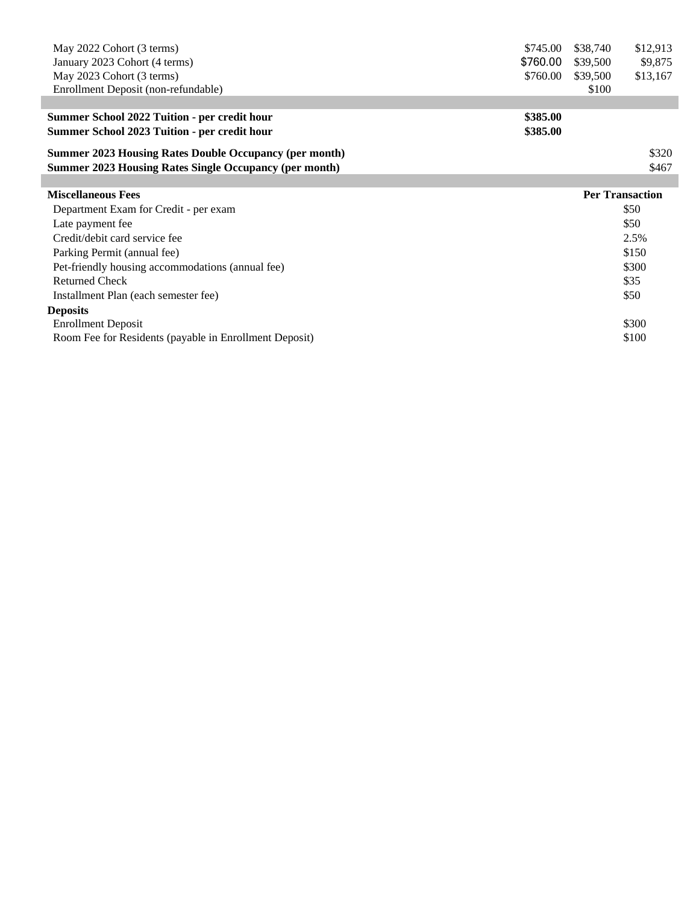| | | | |
|---|---|---|---|
| May 2022 Cohort (3 terms) | $745.00 | $38,740 | $12,913 |
| January 2023 Cohort (4 terms) | $760.00 | $39,500 | $9,875 |
| May 2023 Cohort (3 terms) | $760.00 | $39,500 | $13,167 |
| Enrollment Deposit (non-refundable) | | $100 | |
| | | | |
| **Summer School 2022 Tuition - per credit hour** | **$385.00** | | |
| **Summer School 2023 Tuition - per credit hour** | **$385.00** | | |
| **Summer 2023 Housing Rates Double Occupancy (per month)** | | | $320 |
| **Summer 2023 Housing Rates Single Occupancy (per month)** | | | $467 |

| **Miscellaneous Fees** | **Per Transaction** |
|---|---|
| Department Exam for Credit - per exam | $50 |
| Late payment fee | $50 |
| Credit/debit card service fee | 2.5% |
| Parking Permit (annual fee) | $150 |
| Pet-friendly housing accommodations (annual fee) | $300 |
| Returned Check | $35 |
| Installment Plan (each semester fee) | $50 |
| **Deposits** | |
| Enrollment Deposit | $300 |
| Room Fee for Residents (payable in Enrollment Deposit) | $100 |